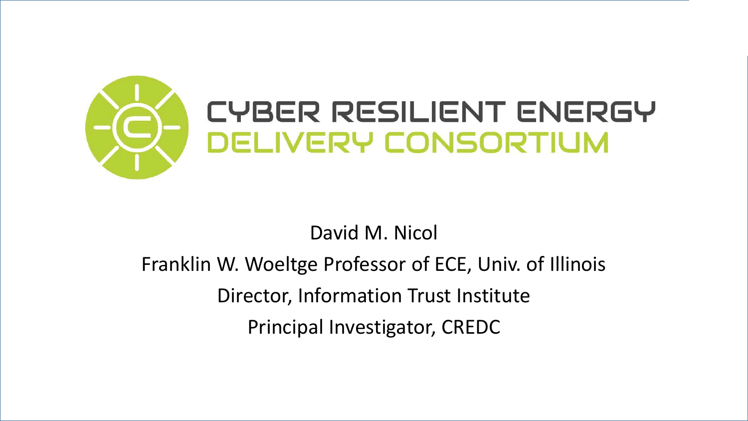# CYBER RESILIENT ENERGY DELIVERY CONSORTIUM

David M. Nicol

Franklin W. Woeltge Professor of ECE, Univ. of Illinois

Director, Information Trust Institute

Principal Investigator, CREDC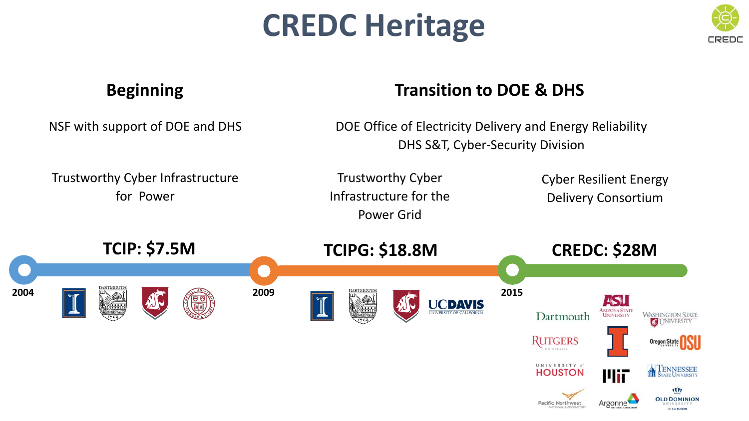# CREDC Heritage

## Beginning

NSF with support of DOE and DHS

Trustworthy Cyber Infrastructure for Power

**TCIP: $7.5M**

2004

## Transition to DOE & DHS

DOE Office of Electricity Delivery and Energy Reliability
DHS S&T, Cyber-Security Division

Trustworthy Cyber Infrastructure for the Power Grid

**TCIPG: $18.8M**

2009

Cyber Resilient Energy Delivery Consortium

**CREDC: $28M**

2015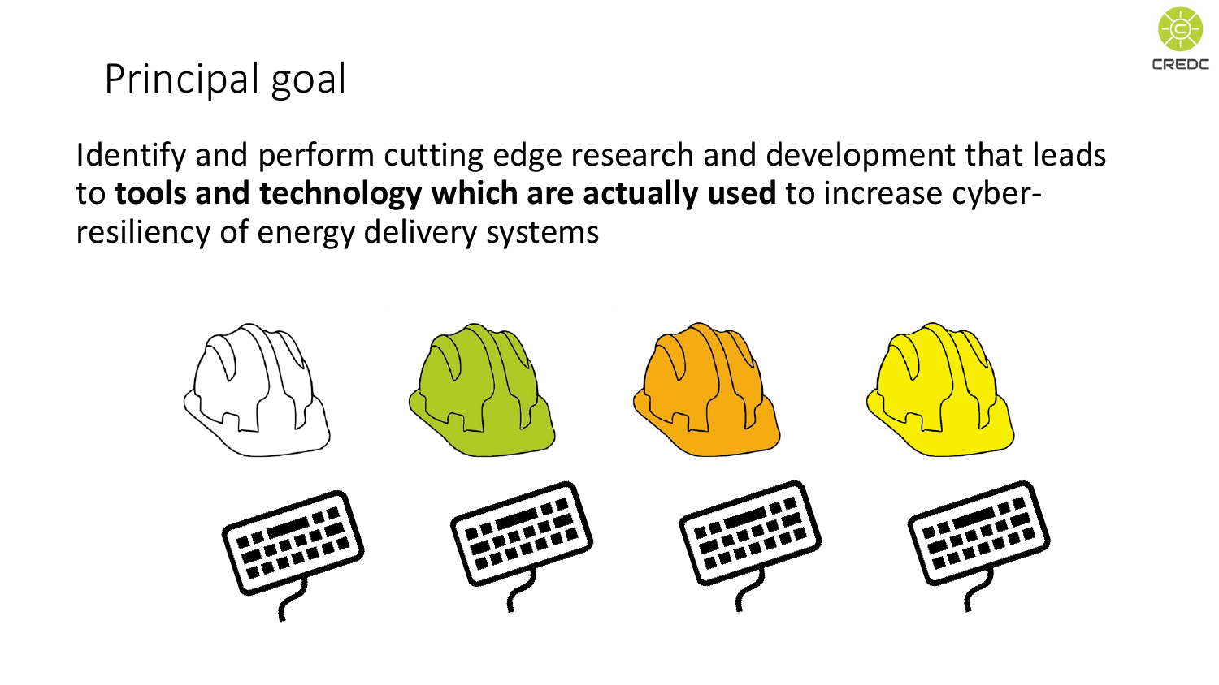# Principal goal

Identify and perform cutting edge research and development that leads to **tools and technology which are actually used** to increase cyber-resiliency of energy delivery systems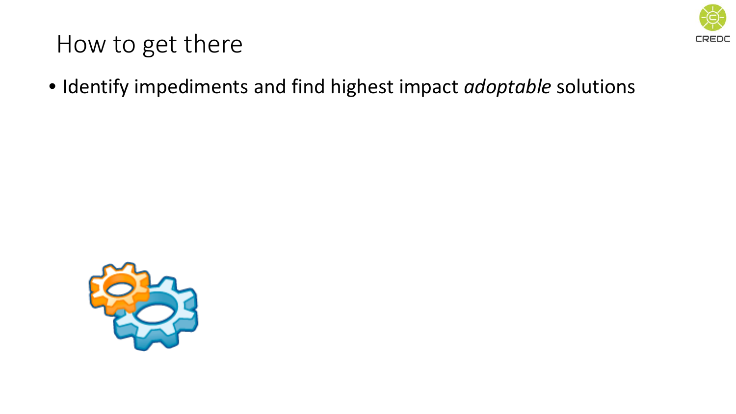# How to get there

- Identify impediments and find highest impact *adoptable* solutions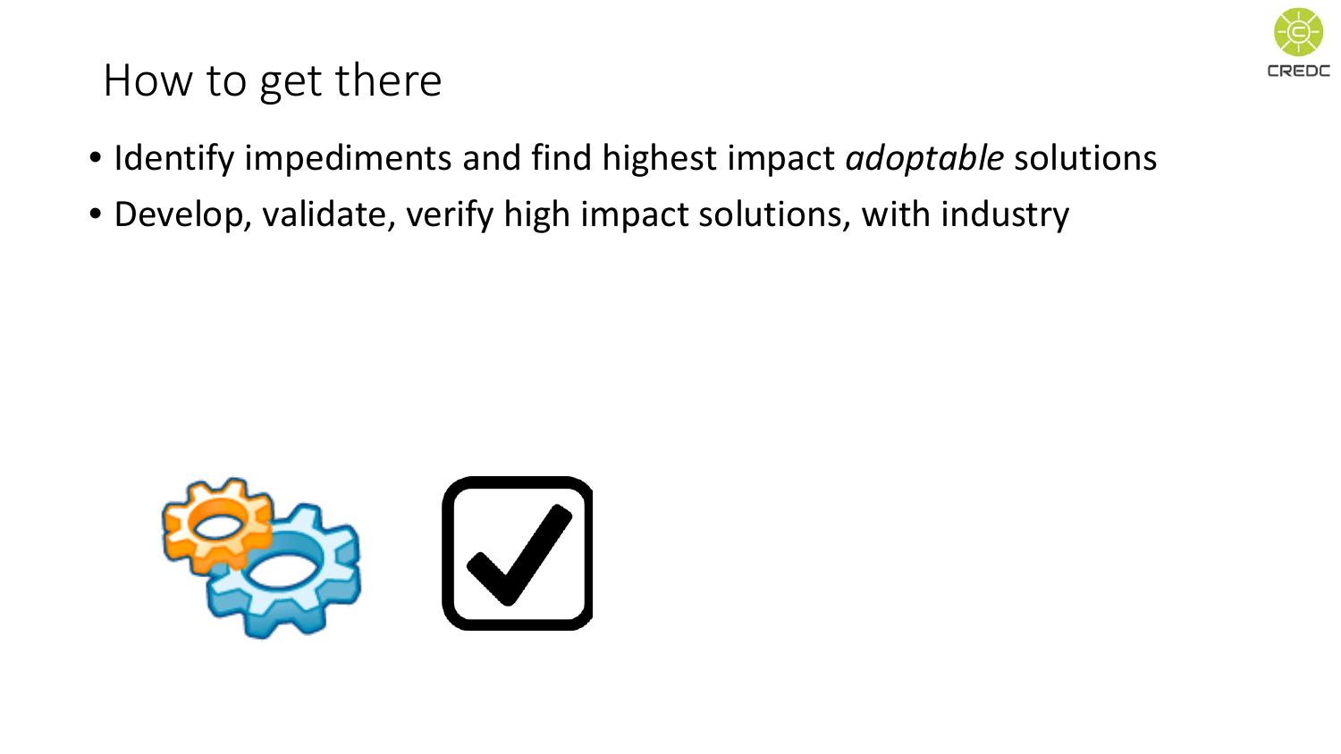# How to get there

- Identify impediments and find highest impact *adoptable* solutions
- Develop, validate, verify high impact solutions, with industry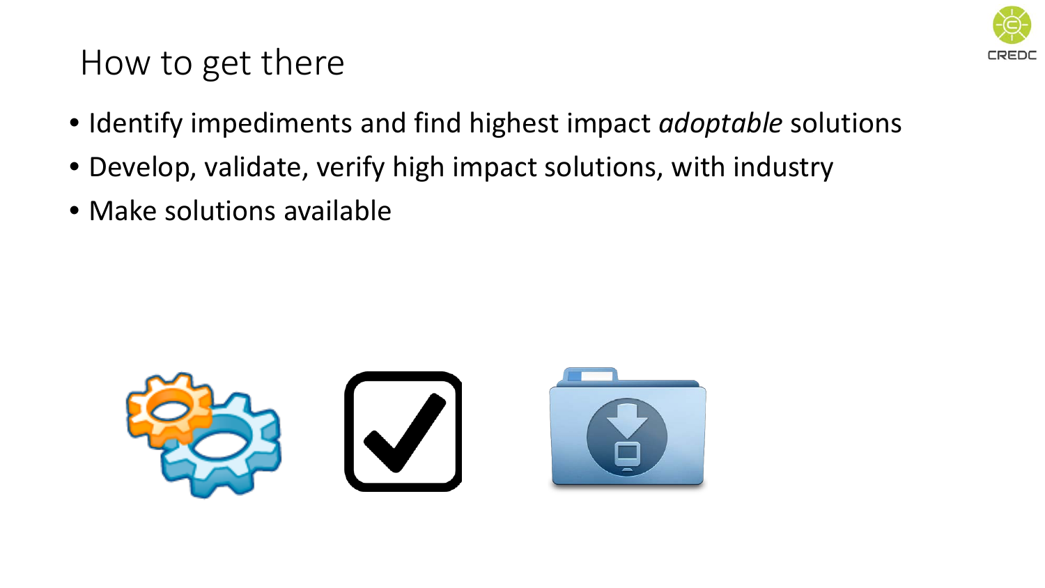# How to get there

- Identify impediments and find highest impact *adoptable* solutions
- Develop, validate, verify high impact solutions, with industry
- Make solutions available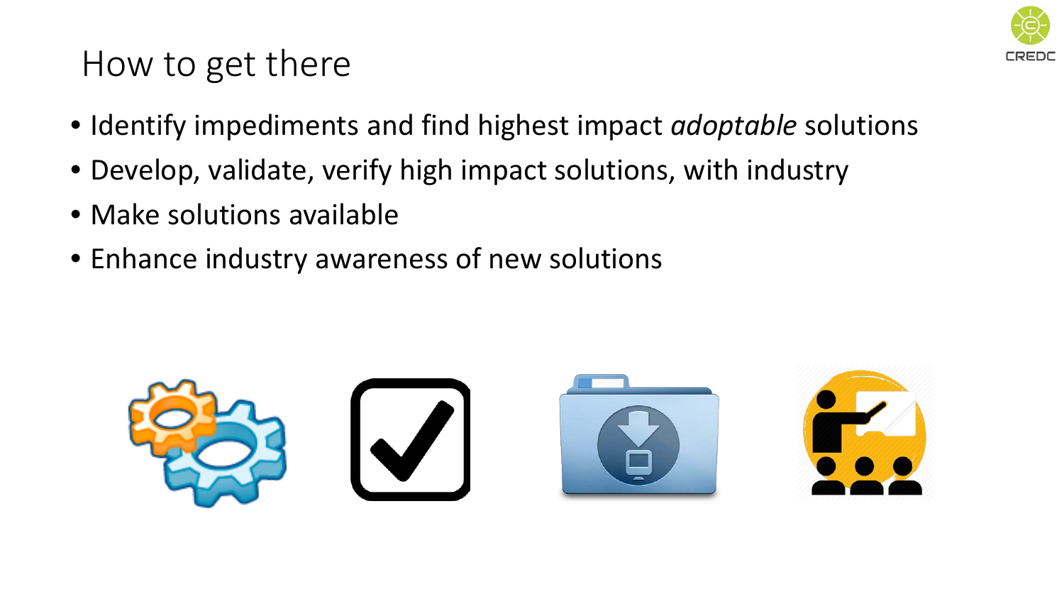# How to get there

- Identify impediments and find highest impact *adoptable* solutions
- Develop, validate, verify high impact solutions, with industry
- Make solutions available
- Enhance industry awareness of new solutions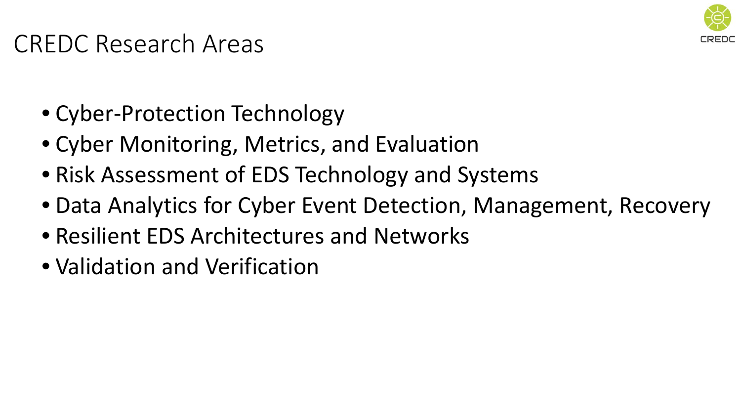# CREDC Research Areas

- Cyber-Protection Technology
- Cyber Monitoring, Metrics, and Evaluation
- Risk Assessment of EDS Technology and Systems
- Data Analytics for Cyber Event Detection, Management, Recovery
- Resilient EDS Architectures and Networks
- Validation and Verification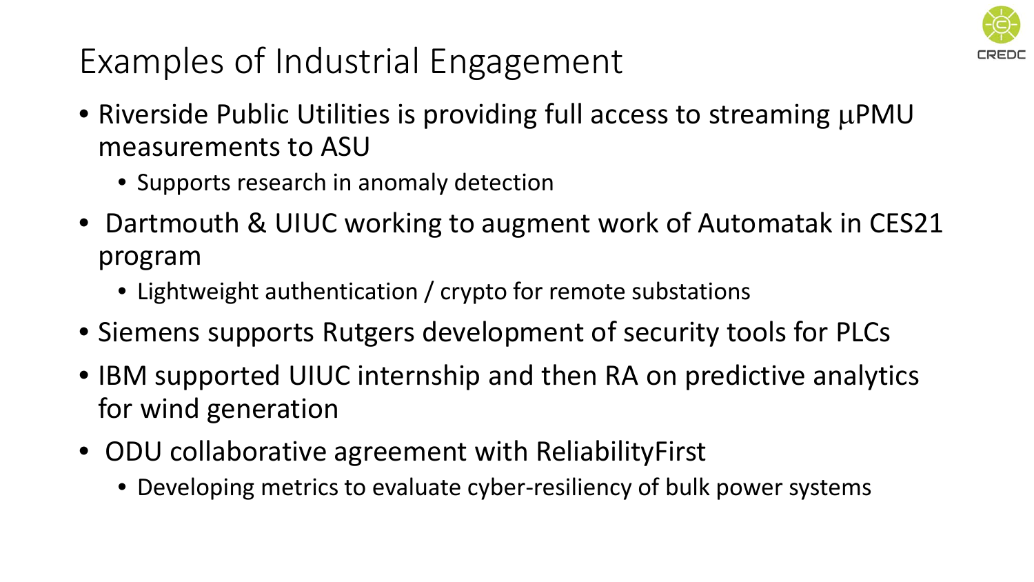# Examples of Industrial Engagement

- Riverside Public Utilities is providing full access to streaming μPMU measurements to ASU
  - Supports research in anomaly detection
- Dartmouth & UIUC working to augment work of Automatak in CES21 program
  - Lightweight authentication / crypto for remote substations
- Siemens supports Rutgers development of security tools for PLCs
- IBM supported UIUC internship and then RA on predictive analytics for wind generation
- ODU collaborative agreement with ReliabilityFirst
  - Developing metrics to evaluate cyber-resiliency of bulk power systems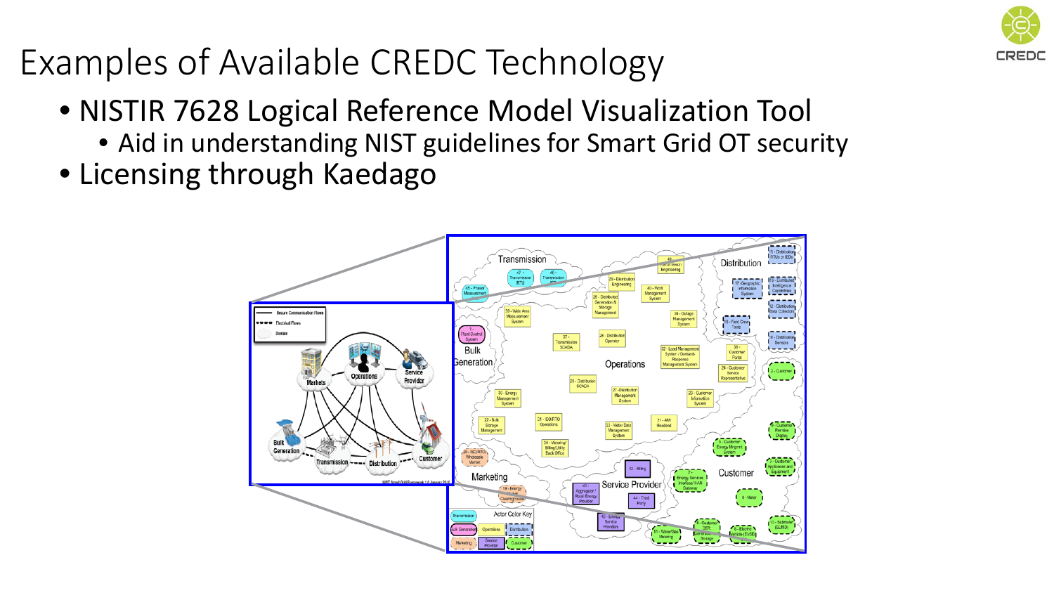# Examples of Available CREDC Technology

- NISTIR 7628 Logical Reference Model Visualization Tool
  - Aid in understanding NIST guidelines for Smart Grid OT security
- Licensing through Kaedago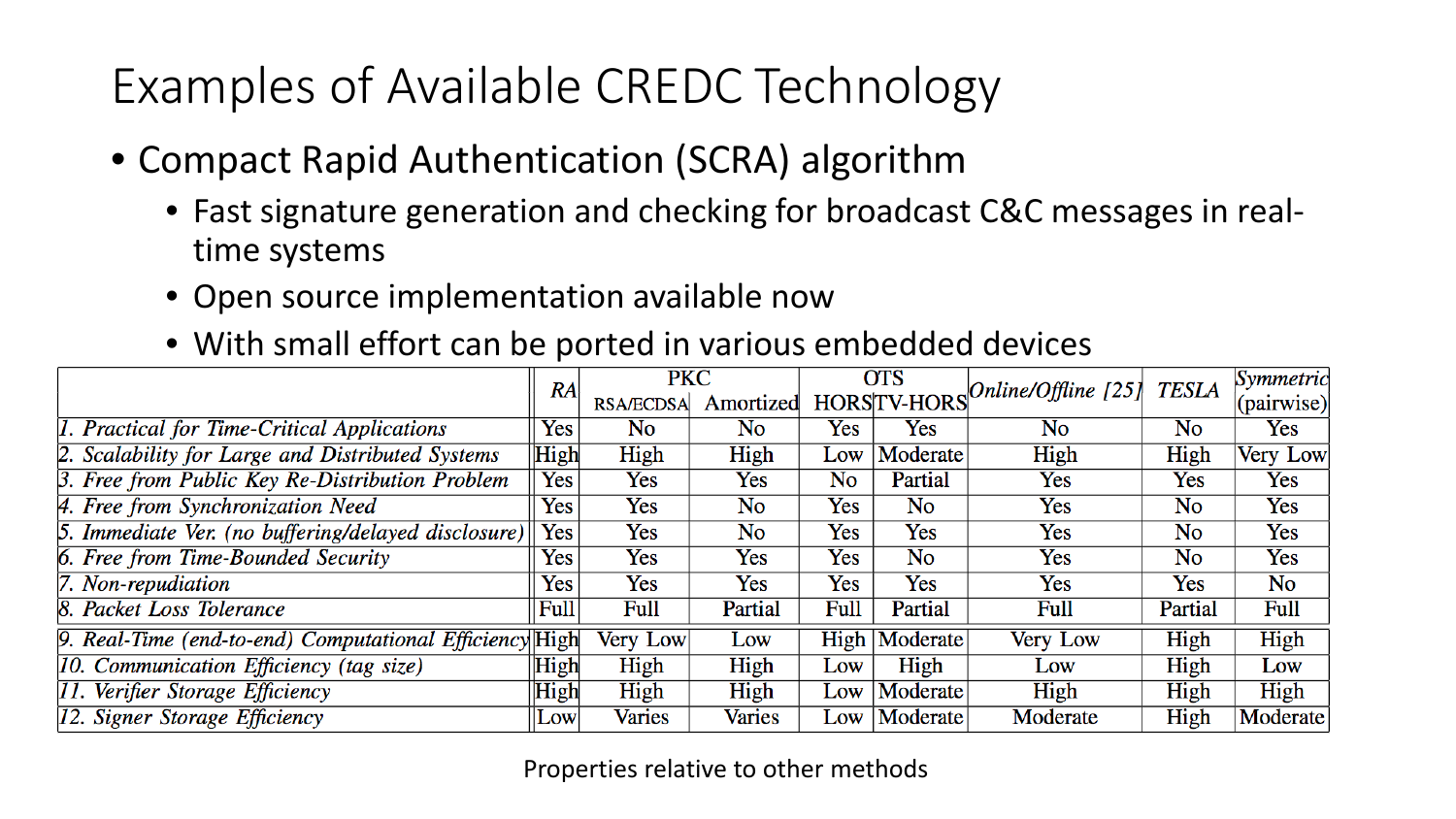# Examples of Available CREDC Technology

- Compact Rapid Authentication (SCRA) algorithm
  - Fast signature generation and checking for broadcast C&C messages in real-time systems
  - Open source implementation available now
  - With small effort can be ported in various embedded devices

| | *RA* | PKC | | OTS | | *Online/Offline [25]* | *TESLA* | *Symmetric (pairwise)* |
|---|---|---|---|---|---|---|---|---|
| | | RSA/ECDSA | Amortized | HORS | TV-HORS | | | |
| *1. Practical for Time-Critical Applications* | Yes | No | No | Yes | Yes | No | No | Yes |
| *2. Scalability for Large and Distributed Systems* | High | High | High | Low | Moderate | High | High | Very Low |
| *3. Free from Public Key Re-Distribution Problem* | Yes | Yes | Yes | No | Partial | Yes | Yes | Yes |
| *4. Free from Synchronization Need* | Yes | Yes | No | Yes | No | Yes | No | Yes |
| *5. Immediate Ver. (no buffering/delayed disclosure)* | Yes | Yes | No | Yes | Yes | Yes | No | Yes |
| *6. Free from Time-Bounded Security* | Yes | Yes | Yes | Yes | No | Yes | No | Yes |
| *7. Non-repudiation* | Yes | Yes | Yes | Yes | Yes | Yes | Yes | No |
| *8. Packet Loss Tolerance* | Full | Full | Partial | Full | Partial | Full | Partial | Full |
| *9. Real-Time (end-to-end) Computational Efficiency* | High | Very Low | Low | High | Moderate | Very Low | High | High |
| *10. Communication Efficiency (tag size)* | High | High | High | Low | High | Low | High | Low |
| *11. Verifier Storage Efficiency* | High | High | High | Low | Moderate | High | High | High |
| *12. Signer Storage Efficiency* | Low | Varies | Varies | Low | Moderate | Moderate | High | Moderate |

Properties relative to other methods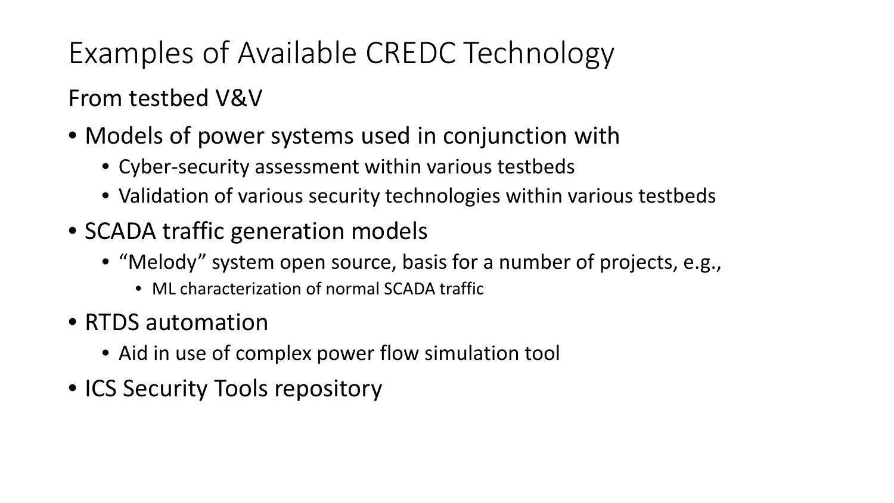# Examples of Available CREDC Technology

From testbed V&V

- Models of power systems used in conjunction with
  - Cyber-security assessment within various testbeds
  - Validation of various security technologies within various testbeds
- SCADA traffic generation models
  - "Melody" system open source, basis for a number of projects, e.g.,
    - ML characterization of normal SCADA traffic
- RTDS automation
  - Aid in use of complex power flow simulation tool
- ICS Security Tools repository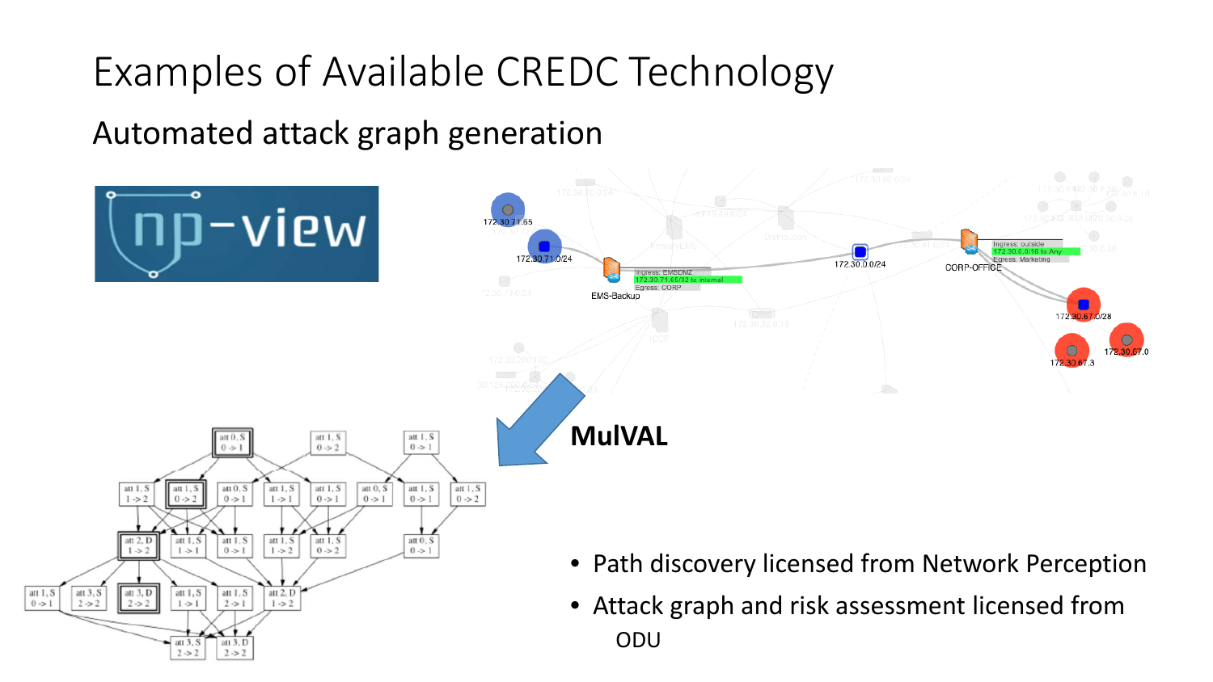# Examples of Available CREDC Technology

## Automated attack graph generation

**MulVAL**

- Path discovery licensed from Network Perception
- Attack graph and risk assessment licensed from ODU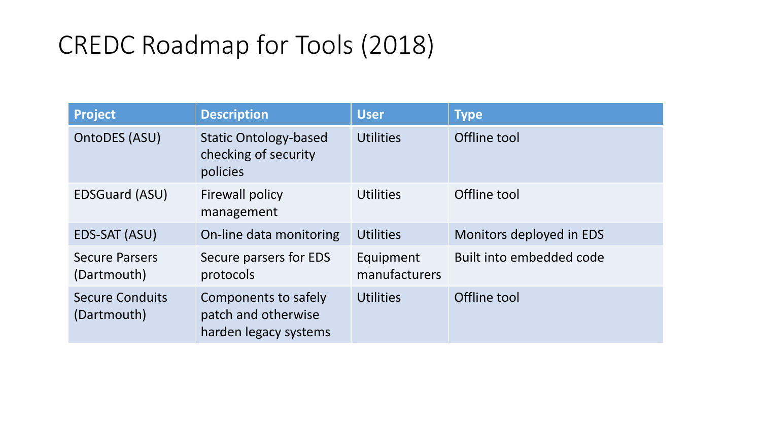# CREDC Roadmap for Tools (2018)

| Project | Description | User | Type |
| --- | --- | --- | --- |
| OntoDES (ASU) | Static Ontology-based checking of security policies | Utilities | Offline tool |
| EDSGuard (ASU) | Firewall policy management | Utilities | Offline tool |
| EDS-SAT (ASU) | On-line data monitoring | Utilities | Monitors deployed in EDS |
| Secure Parsers (Dartmouth) | Secure parsers for EDS protocols | Equipment manufacturers | Built into embedded code |
| Secure Conduits (Dartmouth) | Components to safely patch and otherwise harden legacy systems | Utilities | Offline tool |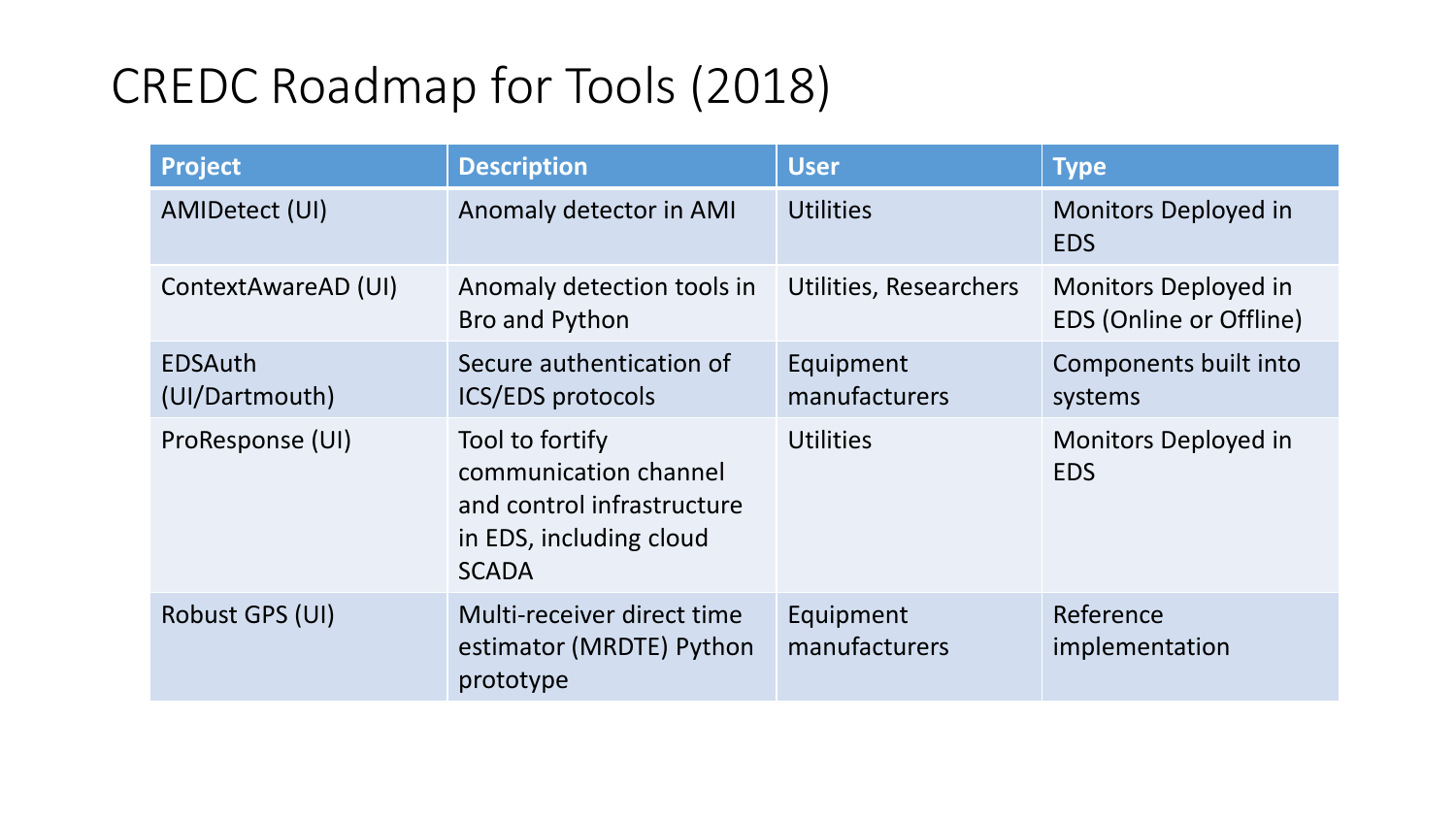# CREDC Roadmap for Tools (2018)

| Project | Description | User | Type |
| --- | --- | --- | --- |
| AMIDetect (UI) | Anomaly detector in AMI | Utilities | Monitors Deployed in EDS |
| ContextAwareAD (UI) | Anomaly detection tools in Bro and Python | Utilities, Researchers | Monitors Deployed in EDS (Online or Offline) |
| EDSAuth (UI/Dartmouth) | Secure authentication of ICS/EDS protocols | Equipment manufacturers | Components built into systems |
| ProResponse (UI) | Tool to fortify communication channel and control infrastructure in EDS, including cloud SCADA | Utilities | Monitors Deployed in EDS |
| Robust GPS (UI) | Multi-receiver direct time estimator (MRDTE) Python prototype | Equipment manufacturers | Reference implementation |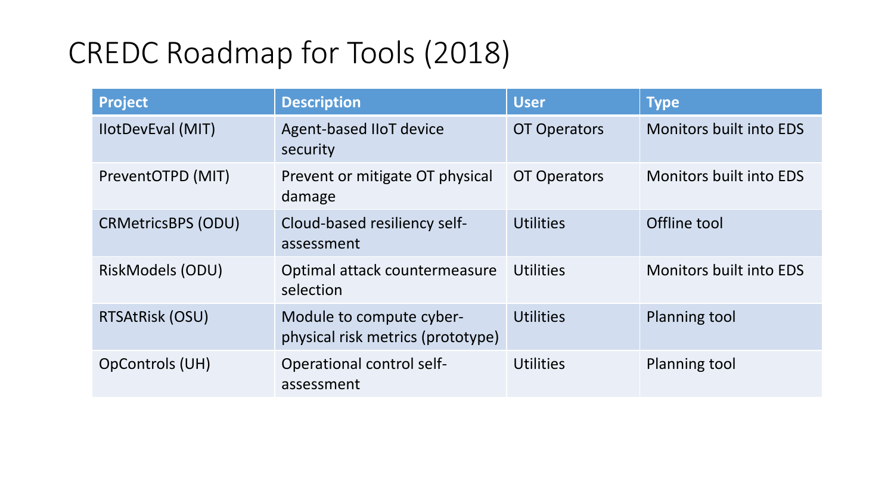# CREDC Roadmap for Tools (2018)

| Project | Description | User | Type |
|---|---|---|---|
| IIotDevEval (MIT) | Agent-based IIoT device security | OT Operators | Monitors built into EDS |
| PreventOTPD (MIT) | Prevent or mitigate OT physical damage | OT Operators | Monitors built into EDS |
| CRMetricsBPS (ODU) | Cloud-based resiliency self-assessment | Utilities | Offline tool |
| RiskModels (ODU) | Optimal attack countermeasure selection | Utilities | Monitors built into EDS |
| RTSAtRisk (OSU) | Module to compute cyber-physical risk metrics (prototype) | Utilities | Planning tool |
| OpControls (UH) | Operational control self-assessment | Utilities | Planning tool |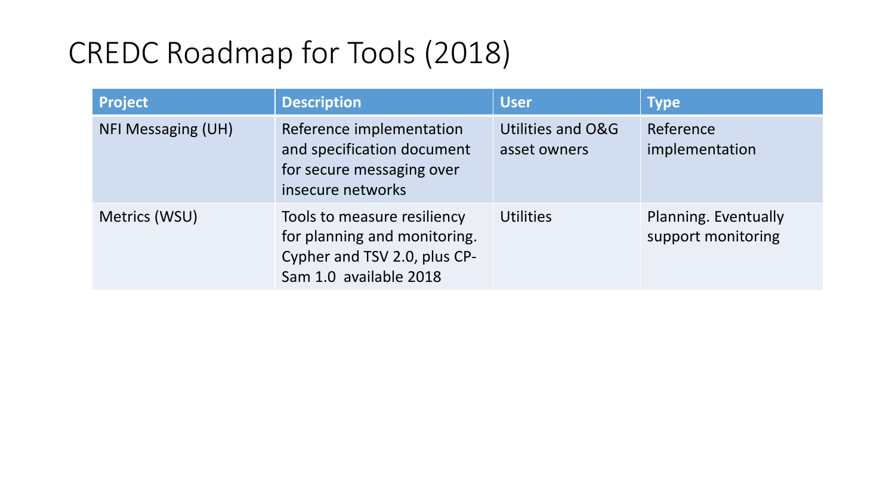# CREDC Roadmap for Tools (2018)

| Project | Description | User | Type |
| --- | --- | --- | --- |
| NFI Messaging (UH) | Reference implementation and specification document for secure messaging over insecure networks | Utilities and O&G asset owners | Reference implementation |
| Metrics (WSU) | Tools to measure resiliency for planning and monitoring. Cypher and TSV 2.0, plus CP-Sam 1.0 available 2018 | Utilities | Planning. Eventually support monitoring |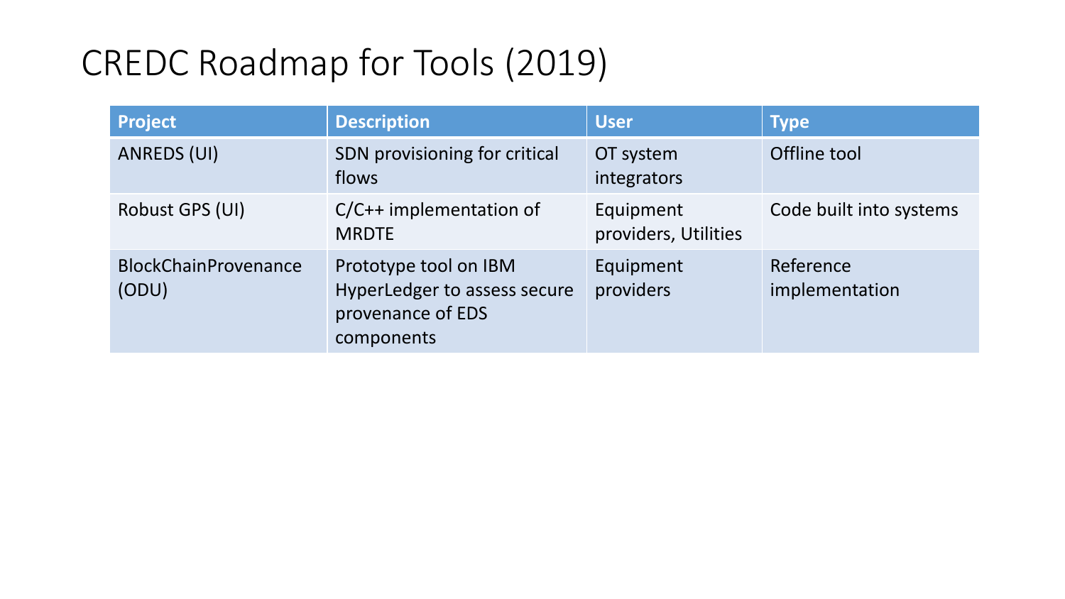# CREDC Roadmap for Tools (2019)

| Project | Description | User | Type |
|---|---|---|---|
| ANREDS (UI) | SDN provisioning for critical flows | OT system integrators | Offline tool |
| Robust GPS (UI) | C/C++ implementation of MRDTE | Equipment providers, Utilities | Code built into systems |
| BlockChainProvenance (ODU) | Prototype tool on IBM HyperLedger to assess secure provenance of EDS components | Equipment providers | Reference implementation |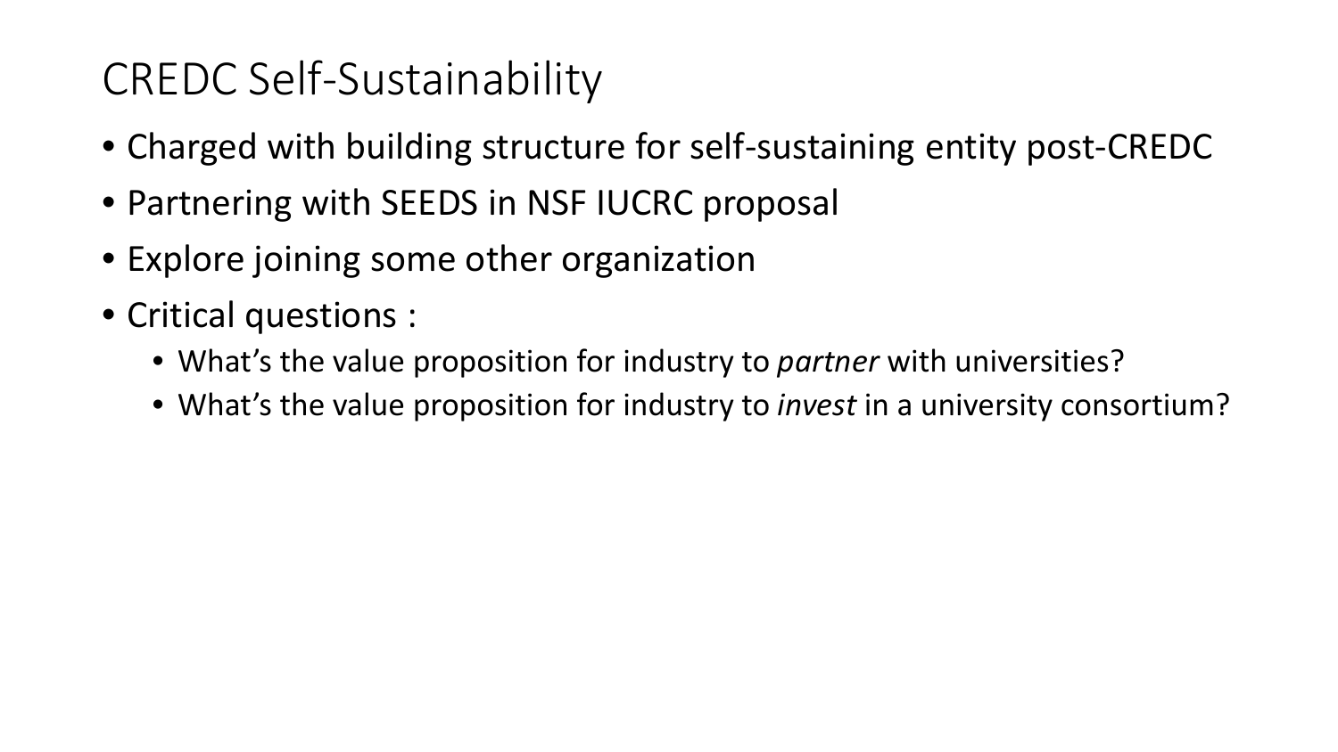# CREDC Self-Sustainability

- Charged with building structure for self-sustaining entity post-CREDC
- Partnering with SEEDS in NSF IUCRC proposal
- Explore joining some other organization
- Critical questions :
  - What's the value proposition for industry to *partner* with universities?
  - What's the value proposition for industry to *invest* in a university consortium?